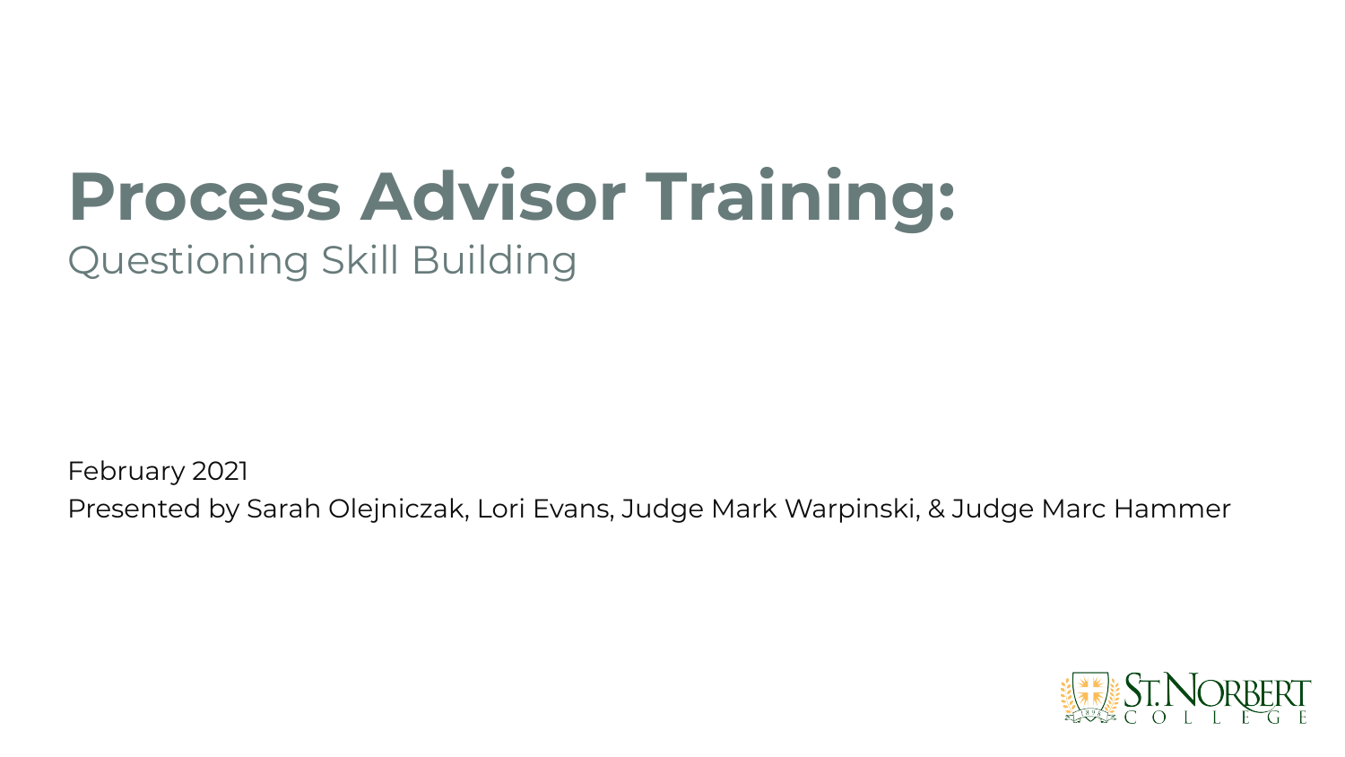# Process Advisor Training:

## Questioning Skill Building

February 2021

Presented by Sarah Olejniczak, Lori Evans, Judge Mark Warpinski, & Judge Marc Hammer

St. Norbert College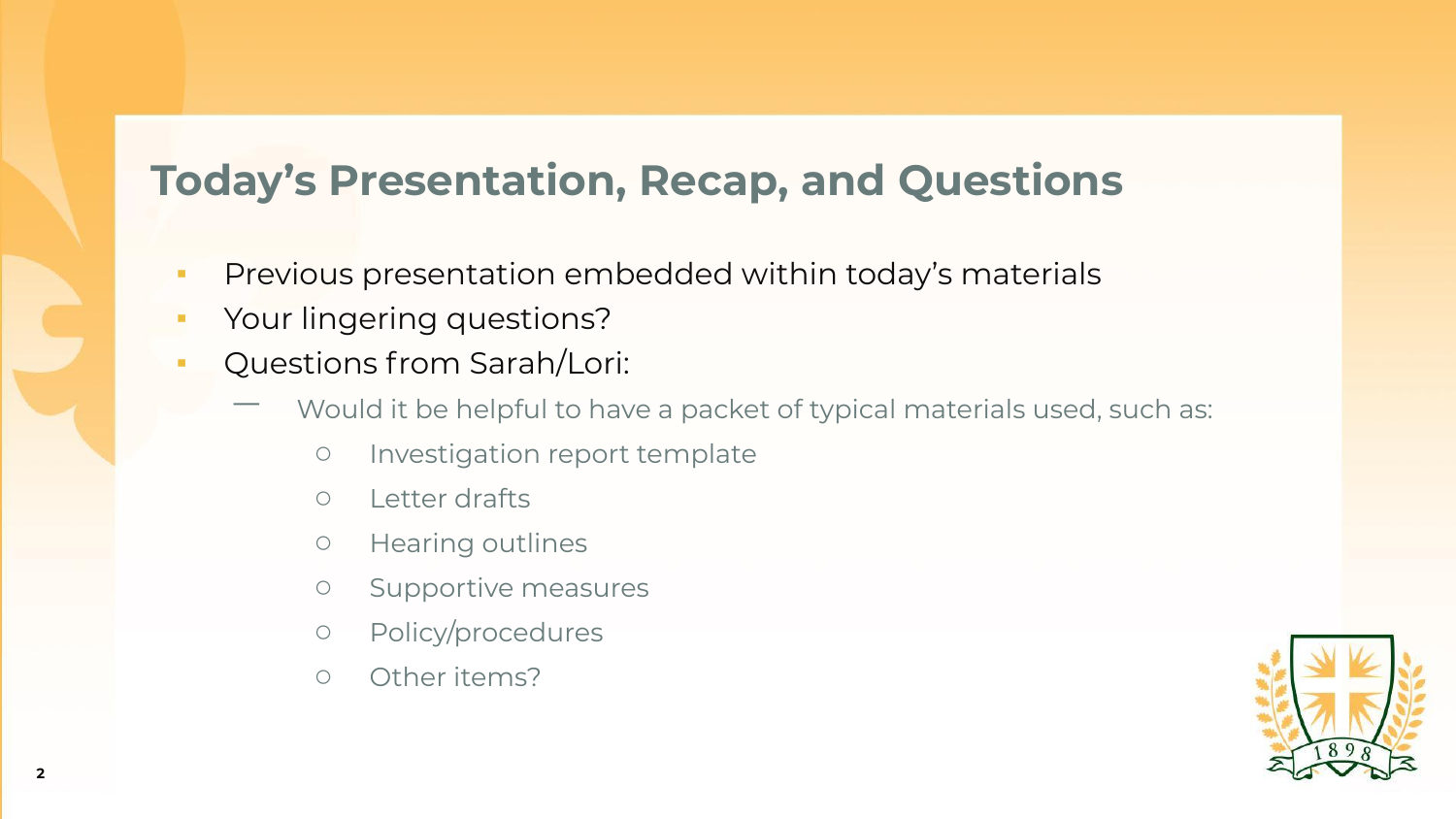# Today's Presentation, Recap, and Questions

- Previous presentation embedded within today's materials
- Your lingering questions?
- Questions from Sarah/Lori:
  - Would it be helpful to have a packet of typical materials used, such as:
    - Investigation report template
    - Letter drafts
    - Hearing outlines
    - Supportive measures
    - Policy/procedures
    - Other items?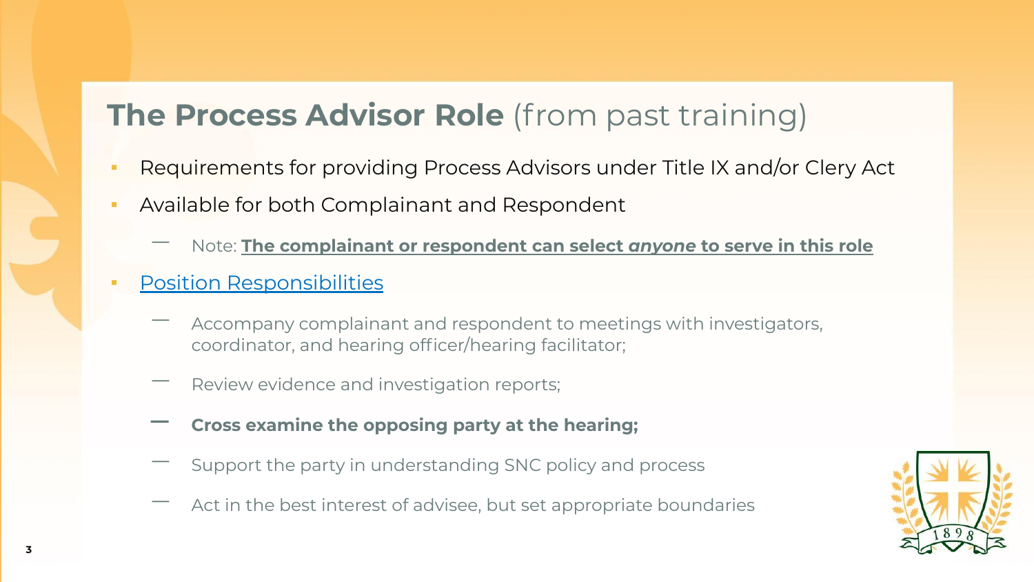# **The Process Advisor Role** (from past training)

- Requirements for providing Process Advisors under Title IX and/or Clery Act
- Available for both Complainant and Respondent
  - Note: **The complainant or respondent can select *anyone* to serve in this role**
- Position Responsibilities
  - Accompany complainant and respondent to meetings with investigators, coordinator, and hearing officer/hearing facilitator;
  - Review evidence and investigation reports;
  - **Cross examine the opposing party at the hearing;**
  - Support the party in understanding SNC policy and process
  - Act in the best interest of advisee, but set appropriate boundaries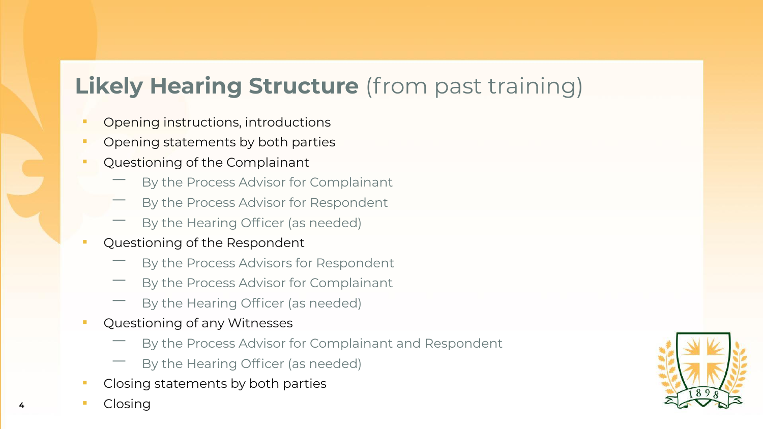## **Likely Hearing Structure** (from past training)

- Opening instructions, introductions
- Opening statements by both parties
- Questioning of the Complainant
  - By the Process Advisor for Complainant
  - By the Process Advisor for Respondent
  - By the Hearing Officer (as needed)
- Questioning of the Respondent
  - By the Process Advisors for Respondent
  - By the Process Advisor for Complainant
  - By the Hearing Officer (as needed)
- Questioning of any Witnesses
  - By the Process Advisor for Complainant and Respondent
  - By the Hearing Officer (as needed)
- Closing statements by both parties
- Closing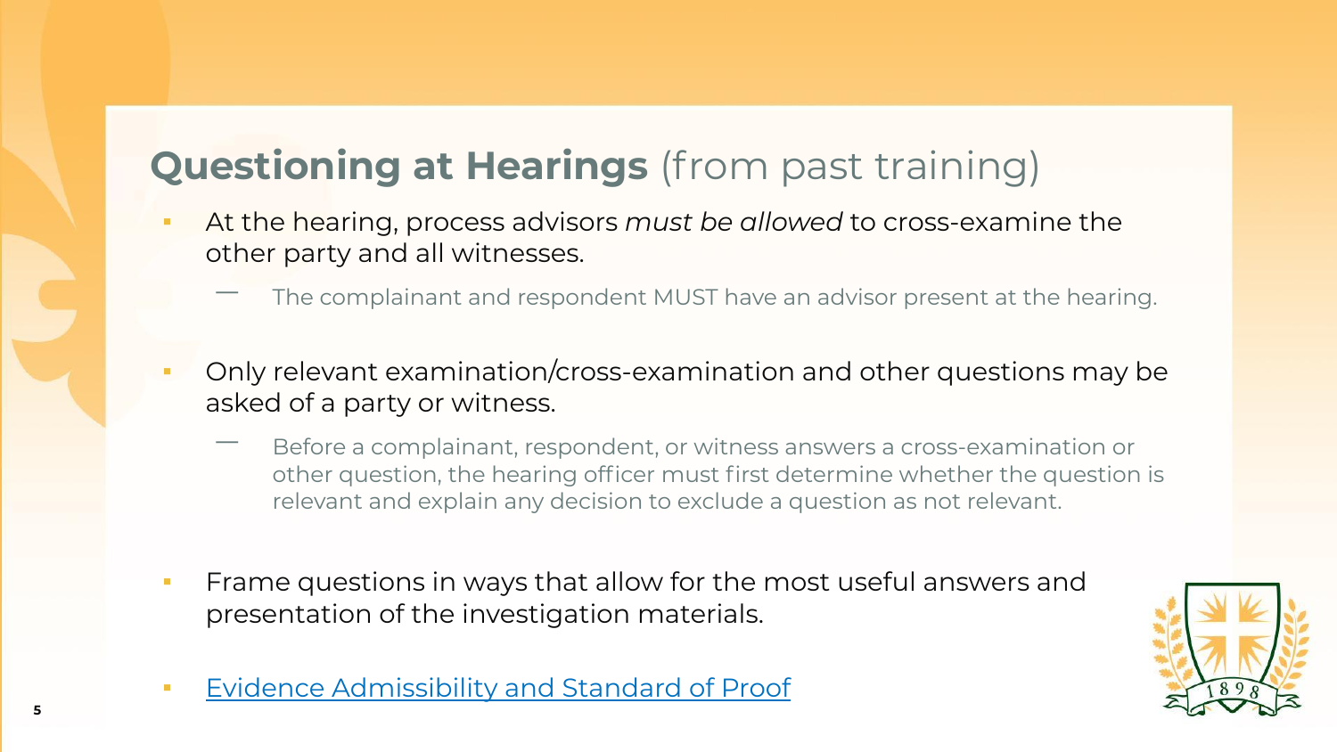## **Questioning at Hearings** (from past training)

- At the hearing, process advisors *must be allowed* to cross-examine the other party and all witnesses.
  - The complainant and respondent MUST have an advisor present at the hearing.
- Only relevant examination/cross-examination and other questions may be asked of a party or witness.
  - Before a complainant, respondent, or witness answers a cross-examination or other question, the hearing officer must first determine whether the question is relevant and explain any decision to exclude a question as not relevant.
- Frame questions in ways that allow for the most useful answers and presentation of the investigation materials.
- Evidence Admissibility and Standard of Proof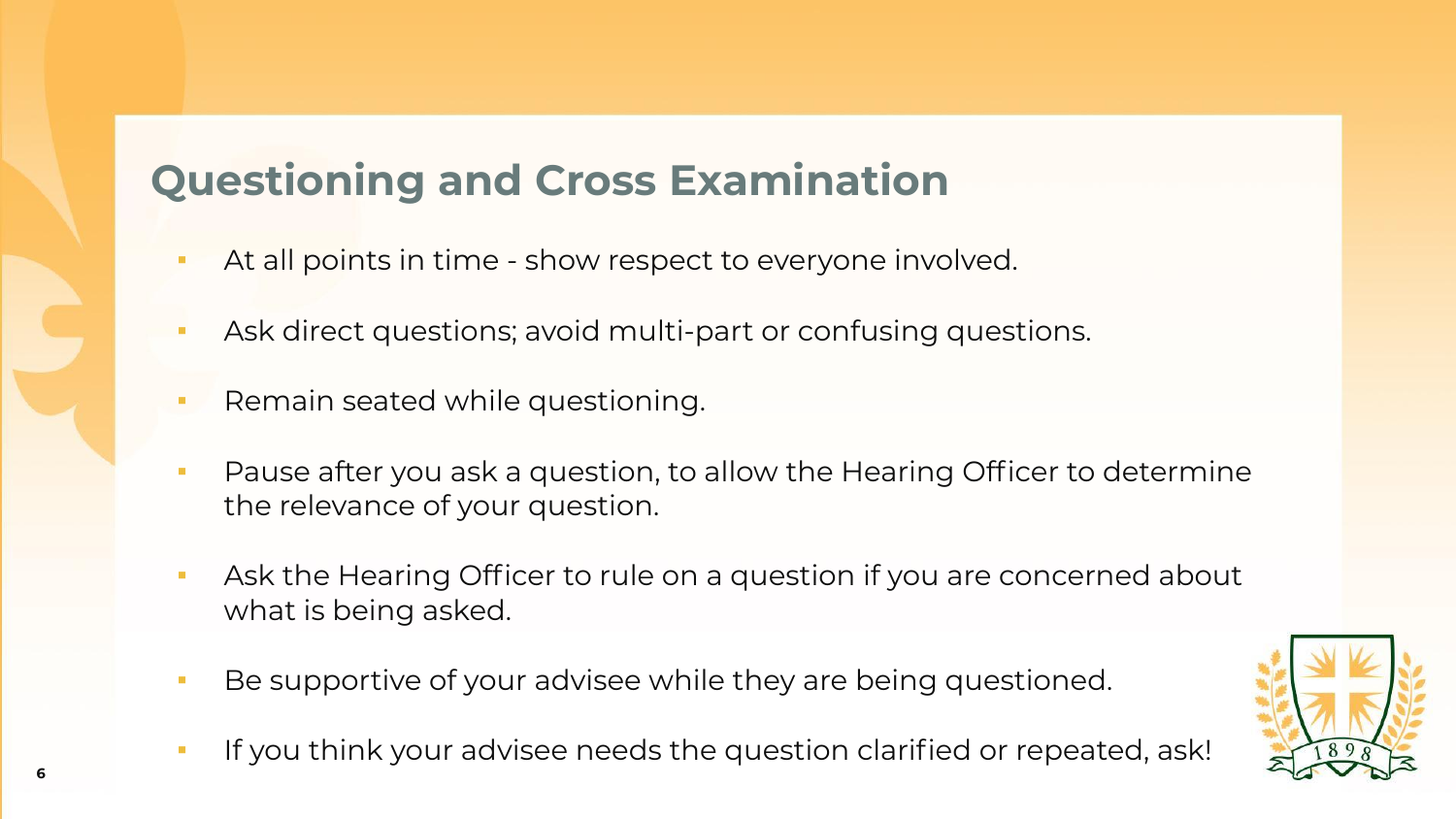## Questioning and Cross Examination

- At all points in time - show respect to everyone involved.
- Ask direct questions; avoid multi-part or confusing questions.
- Remain seated while questioning.
- Pause after you ask a question, to allow the Hearing Officer to determine the relevance of your question.
- Ask the Hearing Officer to rule on a question if you are concerned about what is being asked.
- Be supportive of your advisee while they are being questioned.
- If you think your advisee needs the question clarified or repeated, ask!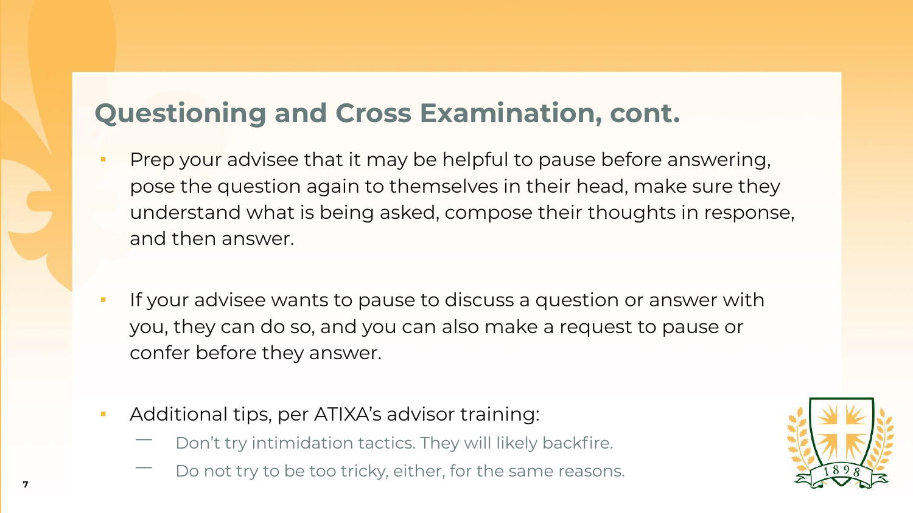## Questioning and Cross Examination, cont.

- Prep your advisee that it may be helpful to pause before answering, pose the question again to themselves in their head, make sure they understand what is being asked, compose their thoughts in response, and then answer.

- If your advisee wants to pause to discuss a question or answer with you, they can do so, and you can also make a request to pause or confer before they answer.

- Additional tips, per ATIXA's advisor training:
  - Don't try intimidation tactics. They will likely backfire.
  - Do not try to be too tricky, either, for the same reasons.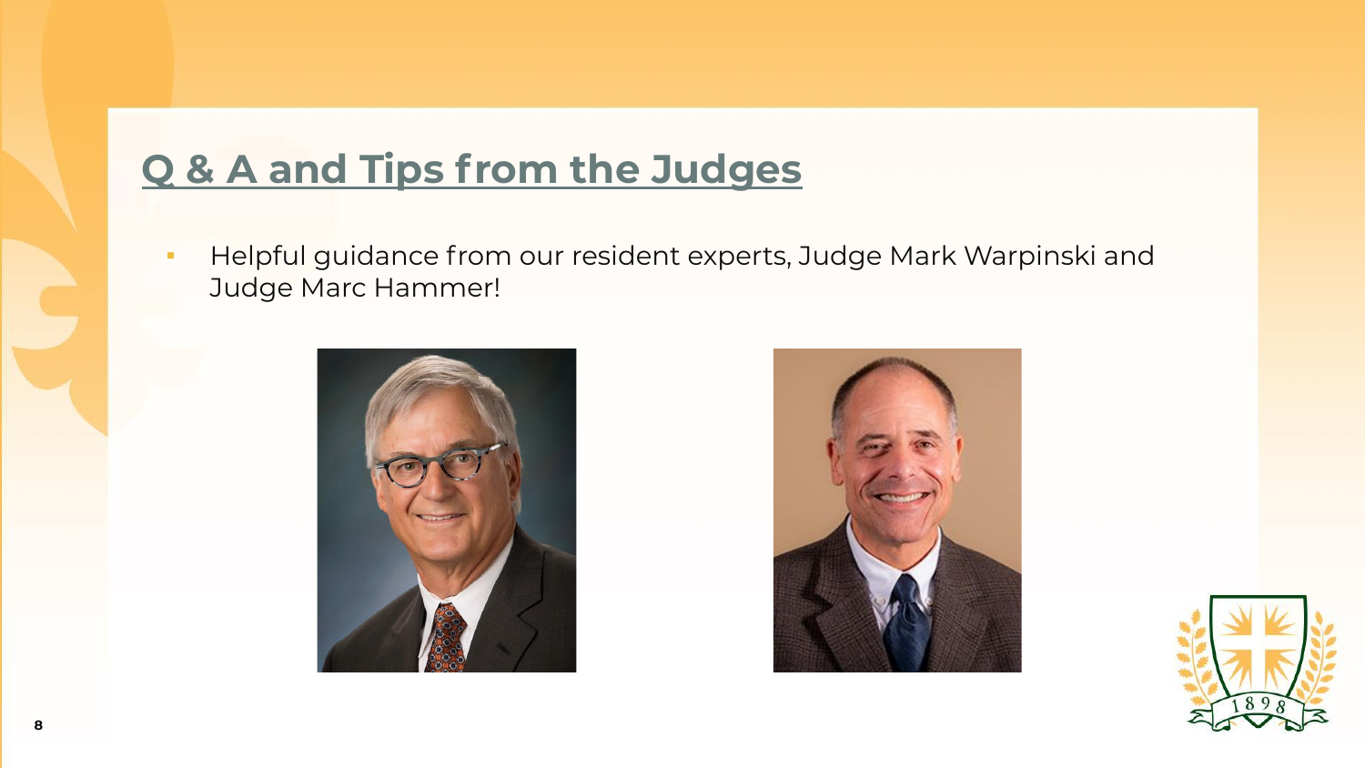## Q & A and Tips from the Judges

- Helpful guidance from our resident experts, Judge Mark Warpinski and Judge Marc Hammer!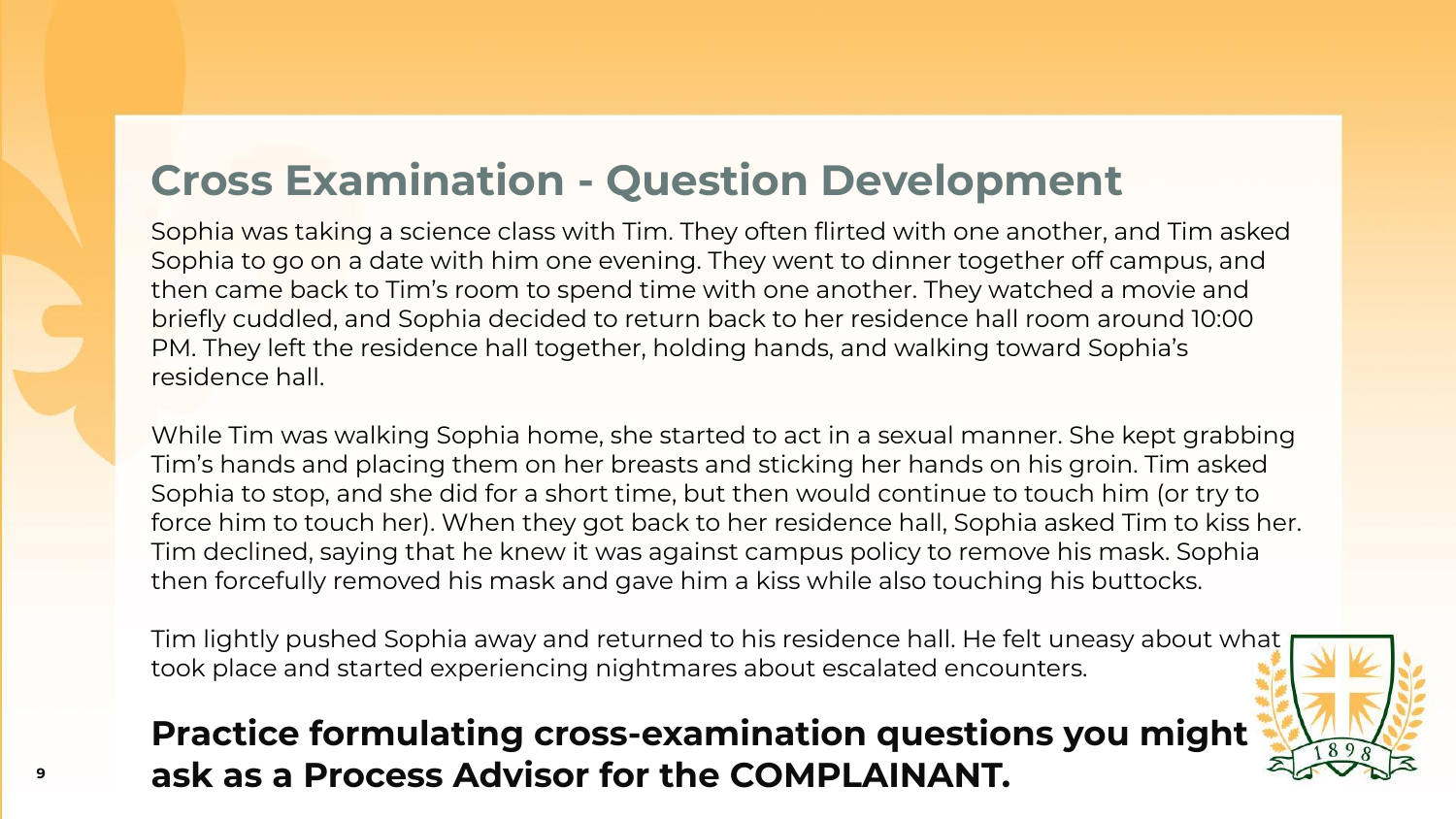# Cross Examination - Question Development

Sophia was taking a science class with Tim. They often flirted with one another, and Tim asked Sophia to go on a date with him one evening. They went to dinner together off campus, and then came back to Tim's room to spend time with one another. They watched a movie and briefly cuddled, and Sophia decided to return back to her residence hall room around 10:00 PM. They left the residence hall together, holding hands, and walking toward Sophia's residence hall.

While Tim was walking Sophia home, she started to act in a sexual manner. She kept grabbing Tim's hands and placing them on her breasts and sticking her hands on his groin. Tim asked Sophia to stop, and she did for a short time, but then would continue to touch him (or try to force him to touch her). When they got back to her residence hall, Sophia asked Tim to kiss her. Tim declined, saying that he knew it was against campus policy to remove his mask. Sophia then forcefully removed his mask and gave him a kiss while also touching his buttocks.

Tim lightly pushed Sophia away and returned to his residence hall. He felt uneasy about what took place and started experiencing nightmares about escalated encounters.

**Practice formulating cross-examination questions you might ask as a Process Advisor for the COMPLAINANT.**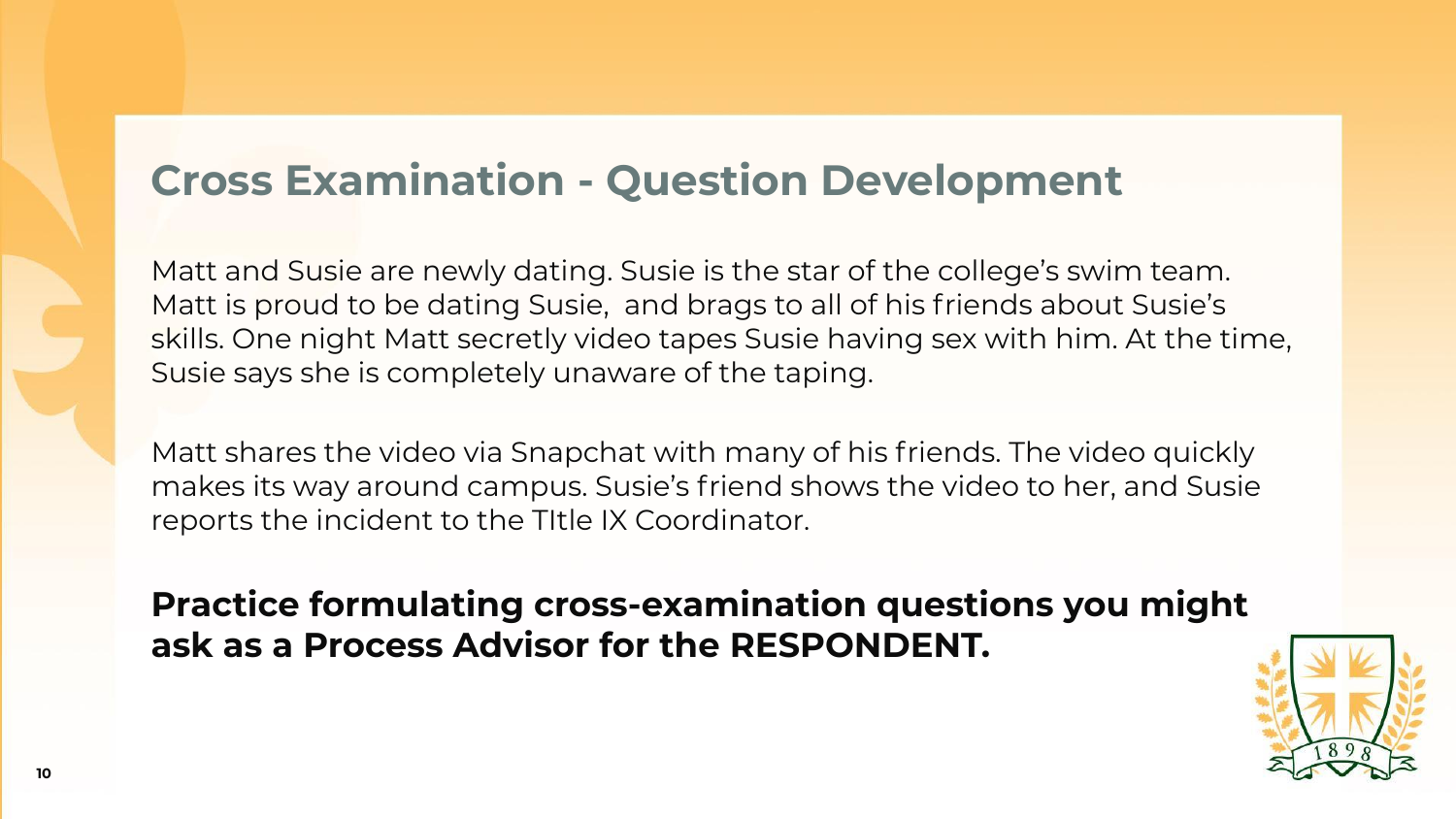# Cross Examination - Question Development

Matt and Susie are newly dating. Susie is the star of the college's swim team. Matt is proud to be dating Susie, and brags to all of his friends about Susie's skills. One night Matt secretly video tapes Susie having sex with him. At the time, Susie says she is completely unaware of the taping.

Matt shares the video via Snapchat with many of his friends. The video quickly makes its way around campus. Susie's friend shows the video to her, and Susie reports the incident to the TItle IX Coordinator.

**Practice formulating cross-examination questions you might ask as a Process Advisor for the RESPONDENT.**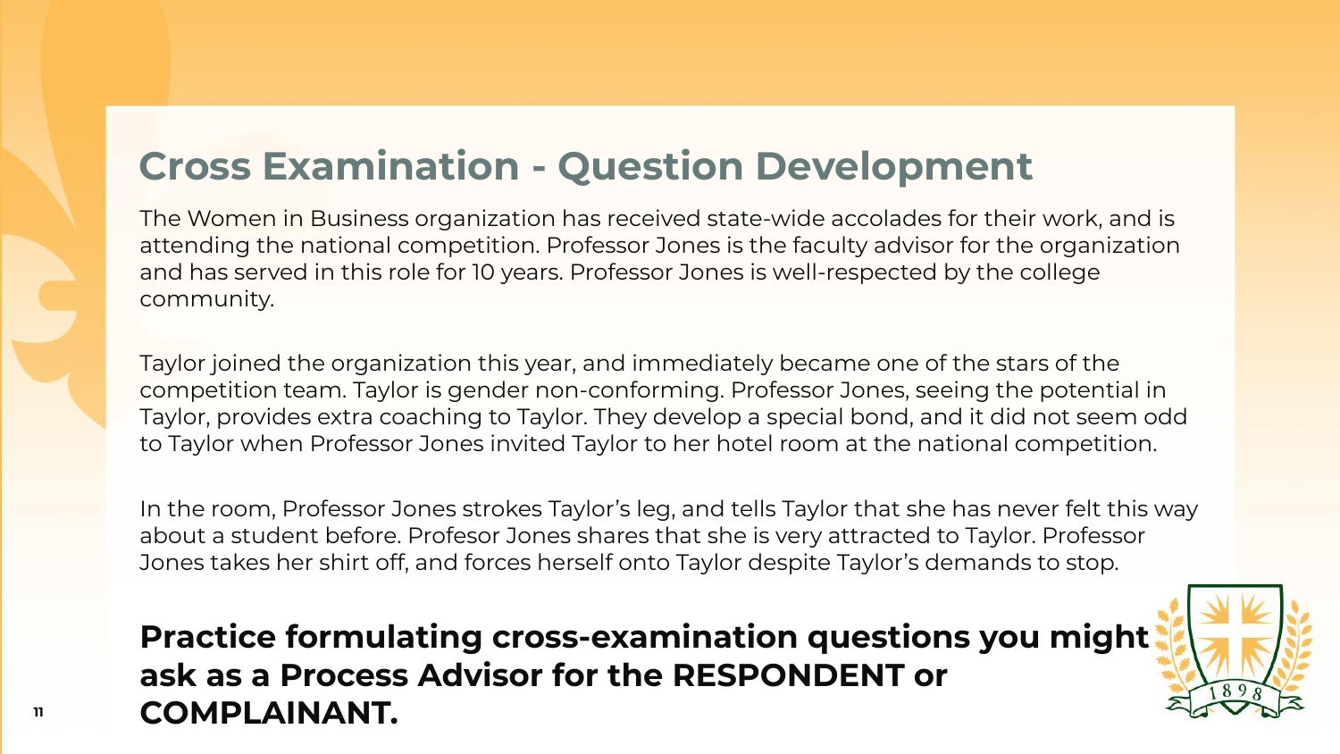# Cross Examination - Question Development

The Women in Business organization has received state-wide accolades for their work, and is attending the national competition. Professor Jones is the faculty advisor for the organization and has served in this role for 10 years. Professor Jones is well-respected by the college community.

Taylor joined the organization this year, and immediately became one of the stars of the competition team. Taylor is gender non-conforming. Professor Jones, seeing the potential in Taylor, provides extra coaching to Taylor. They develop a special bond, and it did not seem odd to Taylor when Professor Jones invited Taylor to her hotel room at the national competition.

In the room, Professor Jones strokes Taylor's leg, and tells Taylor that she has never felt this way about a student before. Profesor Jones shares that she is very attracted to Taylor. Professor Jones takes her shirt off, and forces herself onto Taylor despite Taylor's demands to stop.

**Practice formulating cross-examination questions you might ask as a Process Advisor for the RESPONDENT or COMPLAINANT.**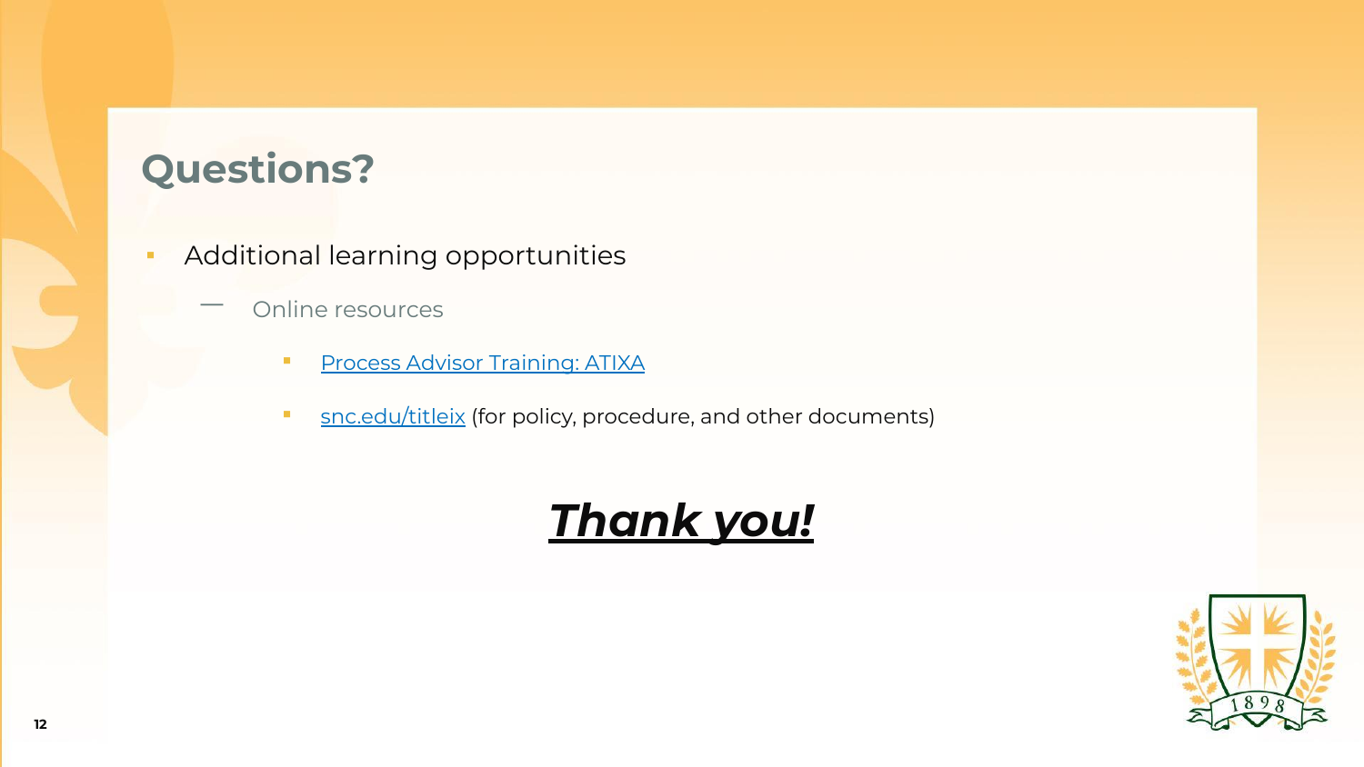## Questions?

- Additional learning opportunities
  - Online resources
    - Process Advisor Training: ATIXA
    - snc.edu/titleix (for policy, procedure, and other documents)

***Thank you!***